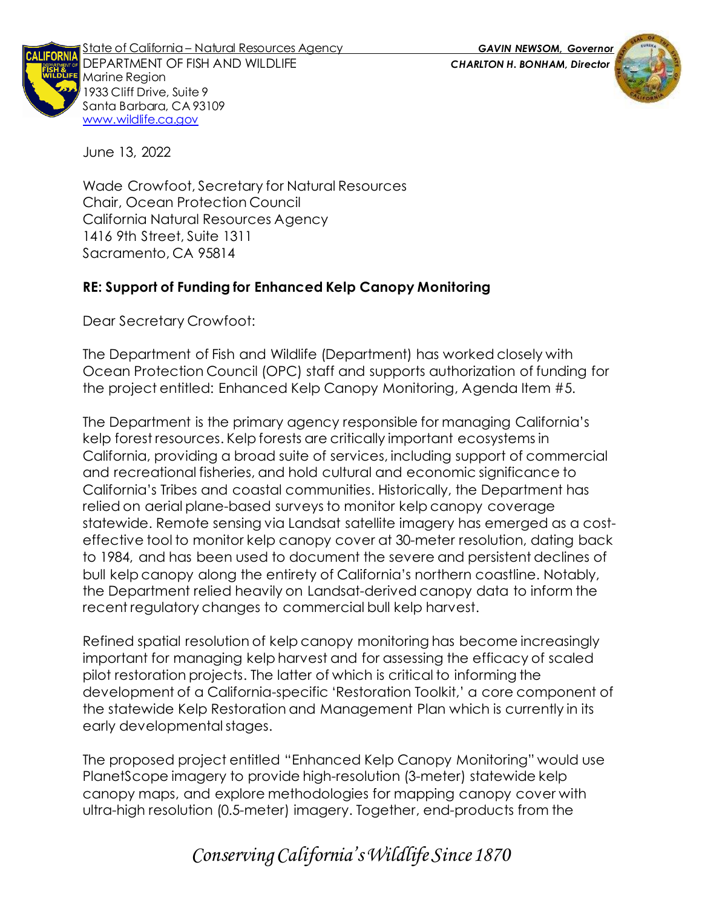State of California – Natural Resources Agency
DEPARTMENT OF FISH AND WILDLIFE
Marine Region
1933 Cliff Drive, Suite 9
Santa Barbara, CA 93109
www.wildlife.ca.gov

***GAVIN NEWSOM, Governor***
***CHARLTON H. BONHAM, Director***

June 13, 2022

Wade Crowfoot, Secretary for Natural Resources
Chair, Ocean Protection Council
California Natural Resources Agency
1416 9th Street, Suite 1311
Sacramento, CA 95814

**RE: Support of Funding for Enhanced Kelp Canopy Monitoring**

Dear Secretary Crowfoot:

The Department of Fish and Wildlife (Department) has worked closely with Ocean Protection Council (OPC) staff and supports authorization of funding for the project entitled: Enhanced Kelp Canopy Monitoring, Agenda Item #5.

The Department is the primary agency responsible for managing California's kelp forest resources. Kelp forests are critically important ecosystems in California, providing a broad suite of services, including support of commercial and recreational fisheries, and hold cultural and economic significance to California's Tribes and coastal communities. Historically, the Department has relied on aerial plane-based surveys to monitor kelp canopy coverage statewide. Remote sensing via Landsat satellite imagery has emerged as a cost-effective tool to monitor kelp canopy cover at 30-meter resolution, dating back to 1984, and has been used to document the severe and persistent declines of bull kelp canopy along the entirety of California's northern coastline. Notably, the Department relied heavily on Landsat-derived canopy data to inform the recent regulatory changes to commercial bull kelp harvest.

Refined spatial resolution of kelp canopy monitoring has become increasingly important for managing kelp harvest and for assessing the efficacy of scaled pilot restoration projects. The latter of which is critical to informing the development of a California-specific 'Restoration Toolkit,' a core component of the statewide Kelp Restoration and Management Plan which is currently in its early developmental stages.

The proposed project entitled "Enhanced Kelp Canopy Monitoring" would use PlanetScope imagery to provide high-resolution (3-meter) statewide kelp canopy maps, and explore methodologies for mapping canopy cover with ultra-high resolution (0.5-meter) imagery. Together, end-products from the

*Conserving California's Wildlife Since 1870*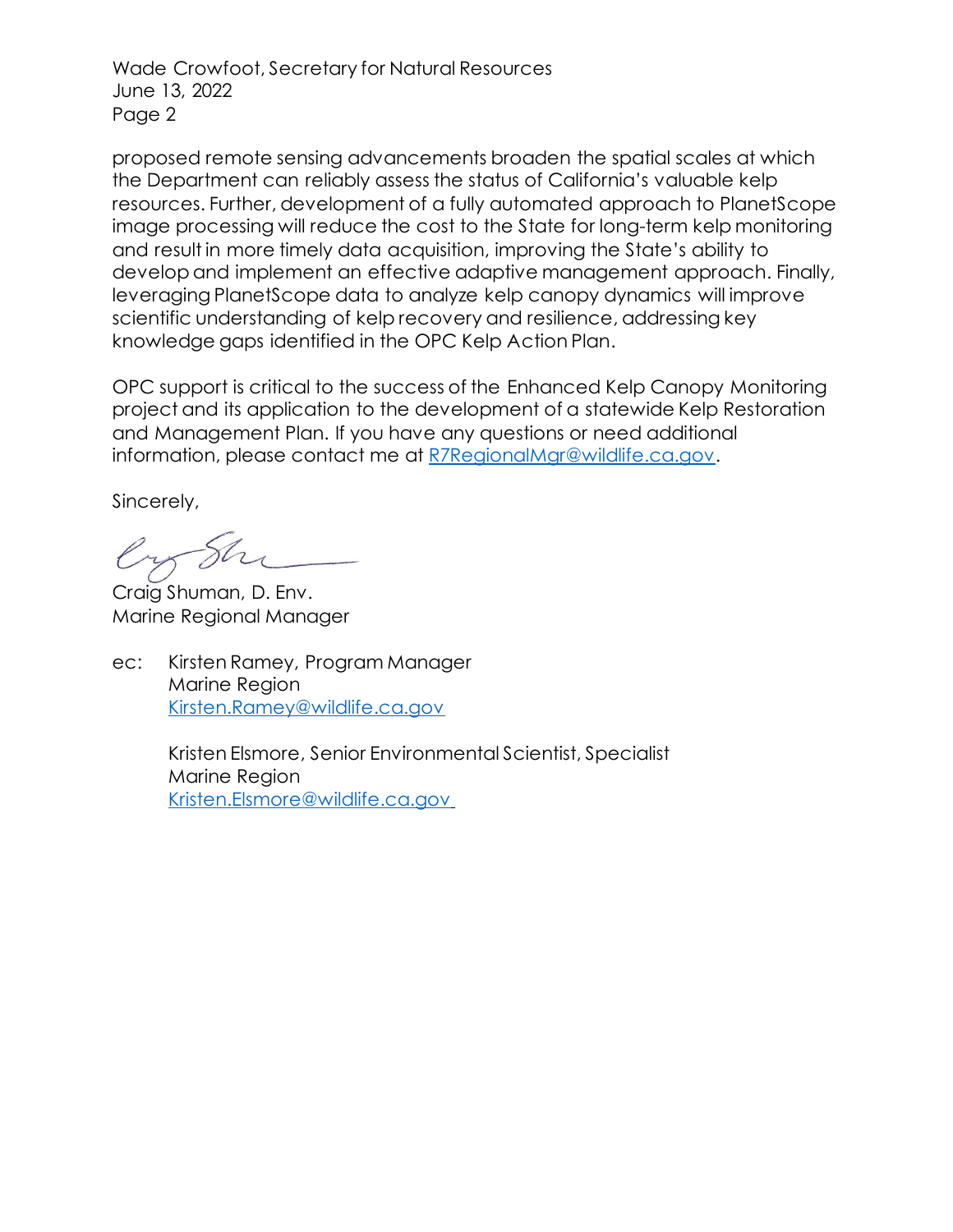proposed remote sensing advancements broaden the spatial scales at which the Department can reliably assess the status of California's valuable kelp resources. Further, development of a fully automated approach to PlanetScope image processing will reduce the cost to the State for long-term kelp monitoring and result in more timely data acquisition, improving the State's ability to develop and implement an effective adaptive management approach. Finally, leveraging PlanetScope data to analyze kelp canopy dynamics will improve scientific understanding of kelp recovery and resilience, addressing key knowledge gaps identified in the OPC Kelp Action Plan.

OPC support is critical to the success of the Enhanced Kelp Canopy Monitoring project and its application to the development of a statewide Kelp Restoration and Management Plan. If you have any questions or need additional information, please contact me at R7RegionalMgr@wildlife.ca.gov.

Sincerely,

Craig Shuman, D. Env.
Marine Regional Manager

ec: Kirsten Ramey, Program Manager
Marine Region
Kirsten.Ramey@wildlife.ca.gov

Kristen Elsmore, Senior Environmental Scientist, Specialist
Marine Region
Kristen.Elsmore@wildlife.ca.gov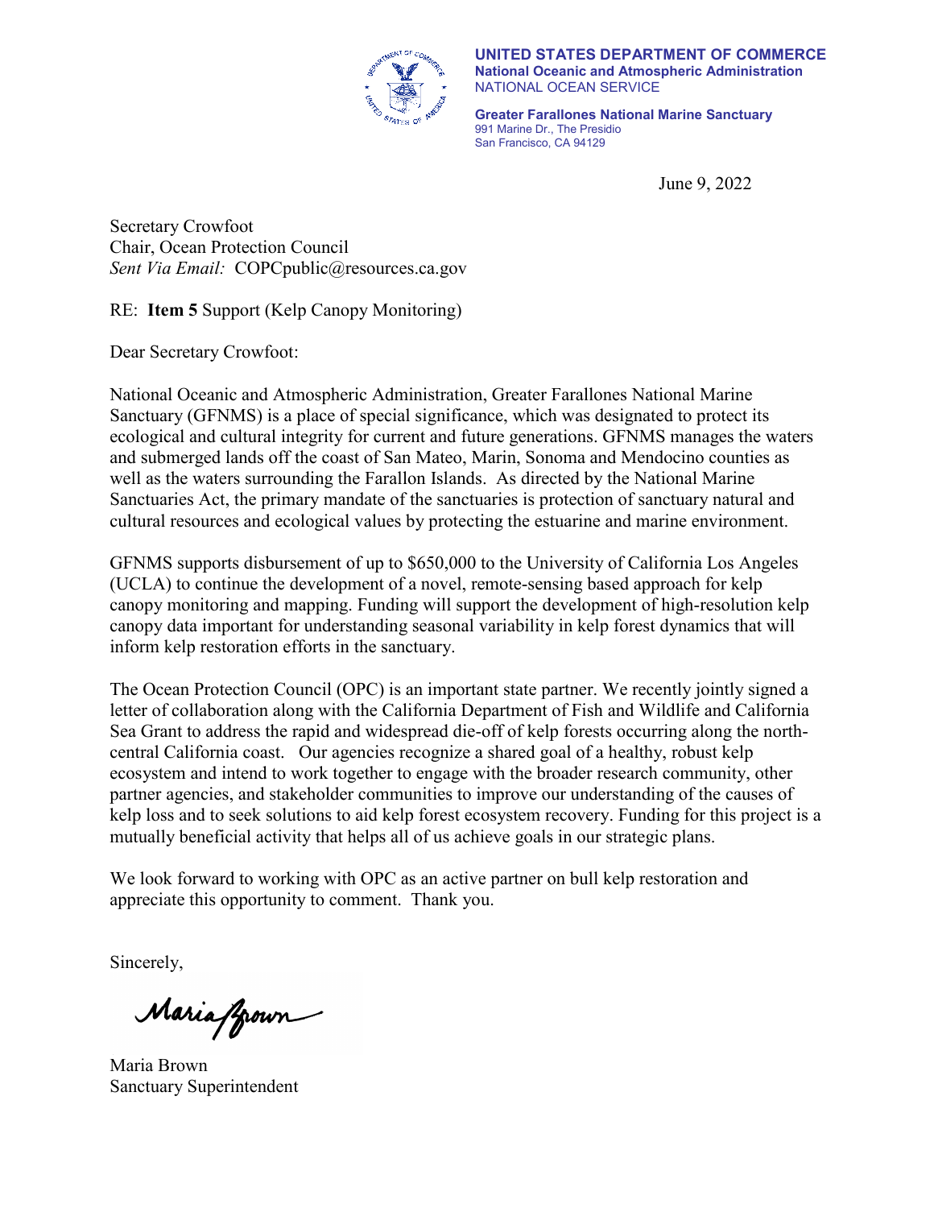**UNITED STATES DEPARTMENT OF COMMERCE**
**National Oceanic and Atmospheric Administration**
NATIONAL OCEAN SERVICE

**Greater Farallones National Marine Sanctuary**
991 Marine Dr., The Presidio
San Francisco, CA 94129

June 9, 2022

Secretary Crowfoot
Chair, Ocean Protection Council
*Sent Via Email:* COPCpublic@resources.ca.gov

RE: **Item 5** Support (Kelp Canopy Monitoring)

Dear Secretary Crowfoot:

National Oceanic and Atmospheric Administration, Greater Farallones National Marine Sanctuary (GFNMS) is a place of special significance, which was designated to protect its ecological and cultural integrity for current and future generations. GFNMS manages the waters and submerged lands off the coast of San Mateo, Marin, Sonoma and Mendocino counties as well as the waters surrounding the Farallon Islands. As directed by the National Marine Sanctuaries Act, the primary mandate of the sanctuaries is protection of sanctuary natural and cultural resources and ecological values by protecting the estuarine and marine environment.

GFNMS supports disbursement of up to $650,000 to the University of California Los Angeles (UCLA) to continue the development of a novel, remote-sensing based approach for kelp canopy monitoring and mapping. Funding will support the development of high-resolution kelp canopy data important for understanding seasonal variability in kelp forest dynamics that will inform kelp restoration efforts in the sanctuary.

The Ocean Protection Council (OPC) is an important state partner. We recently jointly signed a letter of collaboration along with the California Department of Fish and Wildlife and California Sea Grant to address the rapid and widespread die-off of kelp forests occurring along the north-central California coast. Our agencies recognize a shared goal of a healthy, robust kelp ecosystem and intend to work together to engage with the broader research community, other partner agencies, and stakeholder communities to improve our understanding of the causes of kelp loss and to seek solutions to aid kelp forest ecosystem recovery. Funding for this project is a mutually beneficial activity that helps all of us achieve goals in our strategic plans.

We look forward to working with OPC as an active partner on bull kelp restoration and appreciate this opportunity to comment. Thank you.

Sincerely,

Maria Brown

Maria Brown
Sanctuary Superintendent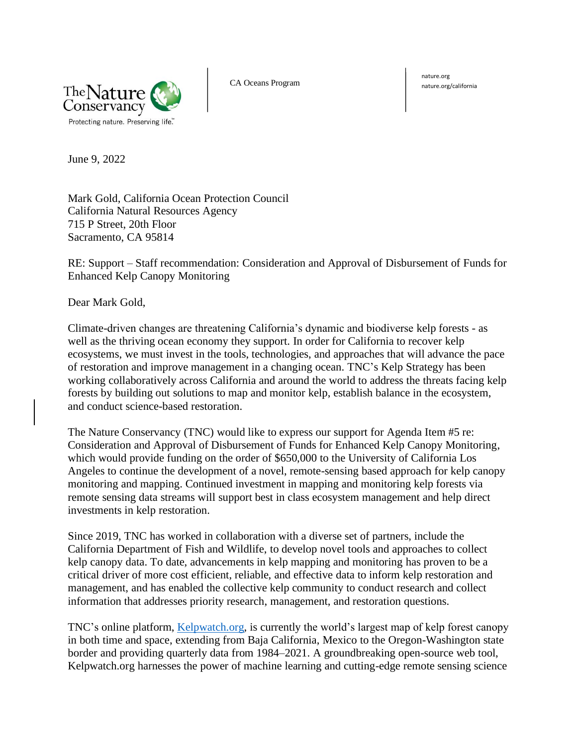CA Oceans Program

nature.org
nature.org/california

June 9, 2022

Mark Gold, California Ocean Protection Council
California Natural Resources Agency
715 P Street, 20th Floor
Sacramento, CA 95814

RE: Support – Staff recommendation: Consideration and Approval of Disbursement of Funds for Enhanced Kelp Canopy Monitoring

Dear Mark Gold,

Climate-driven changes are threatening California's dynamic and biodiverse kelp forests - as well as the thriving ocean economy they support. In order for California to recover kelp ecosystems, we must invest in the tools, technologies, and approaches that will advance the pace of restoration and improve management in a changing ocean. TNC's Kelp Strategy has been working collaboratively across California and around the world to address the threats facing kelp forests by building out solutions to map and monitor kelp, establish balance in the ecosystem, and conduct science-based restoration.

The Nature Conservancy (TNC) would like to express our support for Agenda Item #5 re: Consideration and Approval of Disbursement of Funds for Enhanced Kelp Canopy Monitoring, which would provide funding on the order of $650,000 to the University of California Los Angeles to continue the development of a novel, remote-sensing based approach for kelp canopy monitoring and mapping. Continued investment in mapping and monitoring kelp forests via remote sensing data streams will support best in class ecosystem management and help direct investments in kelp restoration.

Since 2019, TNC has worked in collaboration with a diverse set of partners, include the California Department of Fish and Wildlife, to develop novel tools and approaches to collect kelp canopy data. To date, advancements in kelp mapping and monitoring has proven to be a critical driver of more cost efficient, reliable, and effective data to inform kelp restoration and management, and has enabled the collective kelp community to conduct research and collect information that addresses priority research, management, and restoration questions.

TNC's online platform, [Kelpwatch.org](Kelpwatch.org), is currently the world's largest map of kelp forest canopy in both time and space, extending from Baja California, Mexico to the Oregon-Washington state border and providing quarterly data from 1984–2021. A groundbreaking open-source web tool, Kelpwatch.org harnesses the power of machine learning and cutting-edge remote sensing science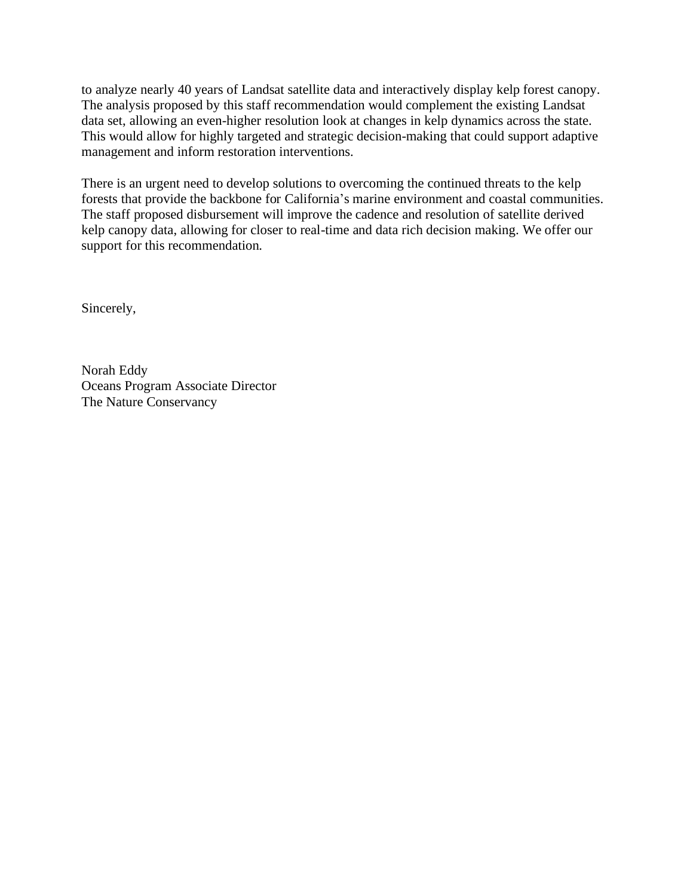to analyze nearly 40 years of Landsat satellite data and interactively display kelp forest canopy. The analysis proposed by this staff recommendation would complement the existing Landsat data set, allowing an even-higher resolution look at changes in kelp dynamics across the state. This would allow for highly targeted and strategic decision-making that could support adaptive management and inform restoration interventions.

There is an urgent need to develop solutions to overcoming the continued threats to the kelp forests that provide the backbone for California's marine environment and coastal communities. The staff proposed disbursement will improve the cadence and resolution of satellite derived kelp canopy data, allowing for closer to real-time and data rich decision making. We offer our support for this recommendation.

Sincerely,

Norah Eddy
Oceans Program Associate Director
The Nature Conservancy